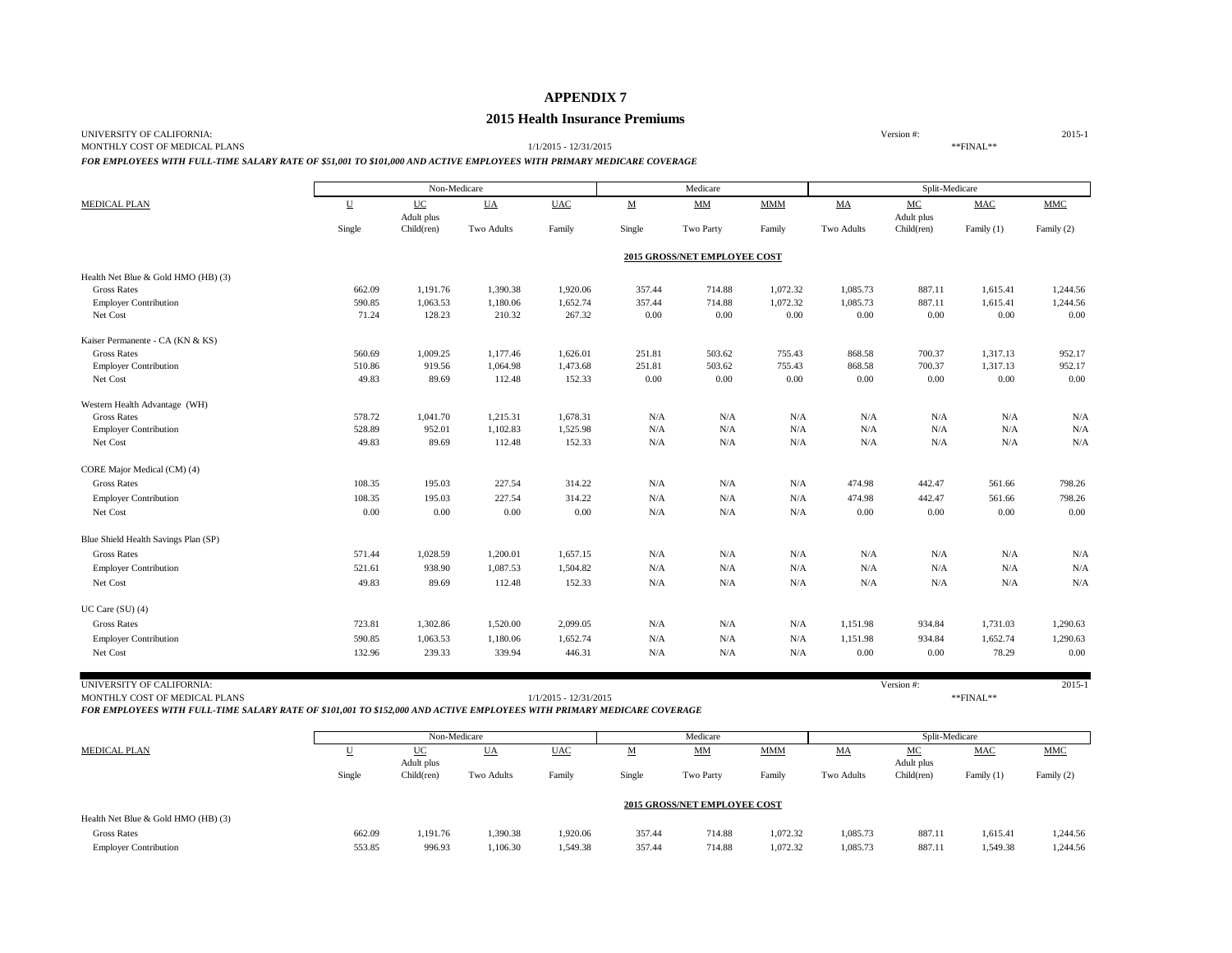# APPENDIX 7

## 2015 Health Insurance Premiums

UNIVERSITY OF CALIFORNIA: Version #: 2015-1
MONTHLY COST OF MEDICAL PLANS 1/1/2015 - 12/31/2015 **FINAL**

***FOR EMPLOYEES WITH FULL-TIME SALARY RATE OF $51,001 TO $101,000 AND ACTIVE EMPLOYEES WITH PRIMARY MEDICARE COVERAGE***

| | Non-Medicare | | | | Medicare | | | Split-Medicare | | | |
|---|---|---|---|---|---|---|---|---|---|---|---|
| MEDICAL PLAN | U | UC | UA | UAC | M | MM | MMM | MA | MC | MAC | MMC |
| | Single | Adult plus Child(ren) | Two Adults | Family | Single | Two Party | Family | Two Adults | Adult plus Child(ren) | Family (1) | Family (2) |
| | | | | | | **2015 GROSS/NET EMPLOYEE COST** | | | | | |
| Health Net Blue & Gold HMO (HB) (3) | | | | | | | | | | | |
| Gross Rates | 662.09 | 1,191.76 | 1,390.38 | 1,920.06 | 357.44 | 714.88 | 1,072.32 | 1,085.73 | 887.11 | 1,615.41 | 1,244.56 |
| Employer Contribution | 590.85 | 1,063.53 | 1,180.06 | 1,652.74 | 357.44 | 714.88 | 1,072.32 | 1,085.73 | 887.11 | 1,615.41 | 1,244.56 |
| Net Cost | 71.24 | 128.23 | 210.32 | 267.32 | 0.00 | 0.00 | 0.00 | 0.00 | 0.00 | 0.00 | 0.00 |
| Kaiser Permanente - CA (KN & KS) | | | | | | | | | | | |
| Gross Rates | 560.69 | 1,009.25 | 1,177.46 | 1,626.01 | 251.81 | 503.62 | 755.43 | 868.58 | 700.37 | 1,317.13 | 952.17 |
| Employer Contribution | 510.86 | 919.56 | 1,064.98 | 1,473.68 | 251.81 | 503.62 | 755.43 | 868.58 | 700.37 | 1,317.13 | 952.17 |
| Net Cost | 49.83 | 89.69 | 112.48 | 152.33 | 0.00 | 0.00 | 0.00 | 0.00 | 0.00 | 0.00 | 0.00 |
| Western Health Advantage (WH) | | | | | | | | | | | |
| Gross Rates | 578.72 | 1,041.70 | 1,215.31 | 1,678.31 | N/A | N/A | N/A | N/A | N/A | N/A | N/A |
| Employer Contribution | 528.89 | 952.01 | 1,102.83 | 1,525.98 | N/A | N/A | N/A | N/A | N/A | N/A | N/A |
| Net Cost | 49.83 | 89.69 | 112.48 | 152.33 | N/A | N/A | N/A | N/A | N/A | N/A | N/A |
| CORE Major Medical (CM) (4) | | | | | | | | | | | |
| Gross Rates | 108.35 | 195.03 | 227.54 | 314.22 | N/A | N/A | N/A | 474.98 | 442.47 | 561.66 | 798.26 |
| Employer Contribution | 108.35 | 195.03 | 227.54 | 314.22 | N/A | N/A | N/A | 474.98 | 442.47 | 561.66 | 798.26 |
| Net Cost | 0.00 | 0.00 | 0.00 | 0.00 | N/A | N/A | N/A | 0.00 | 0.00 | 0.00 | 0.00 |
| Blue Shield Health Savings Plan (SP) | | | | | | | | | | | |
| Gross Rates | 571.44 | 1,028.59 | 1,200.01 | 1,657.15 | N/A | N/A | N/A | N/A | N/A | N/A | N/A |
| Employer Contribution | 521.61 | 938.90 | 1,087.53 | 1,504.82 | N/A | N/A | N/A | N/A | N/A | N/A | N/A |
| Net Cost | 49.83 | 89.69 | 112.48 | 152.33 | N/A | N/A | N/A | N/A | N/A | N/A | N/A |
| UC Care (SU) (4) | | | | | | | | | | | |
| Gross Rates | 723.81 | 1,302.86 | 1,520.00 | 2,099.05 | N/A | N/A | N/A | 1,151.98 | 934.84 | 1,731.03 | 1,290.63 |
| Employer Contribution | 590.85 | 1,063.53 | 1,180.06 | 1,652.74 | N/A | N/A | N/A | 1,151.98 | 934.84 | 1,652.74 | 1,290.63 |
| Net Cost | 132.96 | 239.33 | 339.94 | 446.31 | N/A | N/A | N/A | 0.00 | 0.00 | 78.29 | 0.00 |

UNIVERSITY OF CALIFORNIA: Version #: 2015-1
MONTHLY COST OF MEDICAL PLANS 1/1/2015 - 12/31/2015 **FINAL**

***FOR EMPLOYEES WITH FULL-TIME SALARY RATE OF $101,001 TO $152,000 AND ACTIVE EMPLOYEES WITH PRIMARY MEDICARE COVERAGE***

| | Non-Medicare | | | | Medicare | | | Split-Medicare | | | |
|---|---|---|---|---|---|---|---|---|---|---|---|
| MEDICAL PLAN | U | UC | UA | UAC | M | MM | MMM | MA | MC | MAC | MMC |
| | Single | Adult plus Child(ren) | Two Adults | Family | Single | Two Party | Family | Two Adults | Adult plus Child(ren) | Family (1) | Family (2) |
| | | | | | | **2015 GROSS/NET EMPLOYEE COST** | | | | | |
| Health Net Blue & Gold HMO (HB) (3) | | | | | | | | | | | |
| Gross Rates | 662.09 | 1,191.76 | 1,390.38 | 1,920.06 | 357.44 | 714.88 | 1,072.32 | 1,085.73 | 887.11 | 1,615.41 | 1,244.56 |
| Employer Contribution | 553.85 | 996.93 | 1,106.30 | 1,549.38 | 357.44 | 714.88 | 1,072.32 | 1,085.73 | 887.11 | 1,549.38 | 1,244.56 |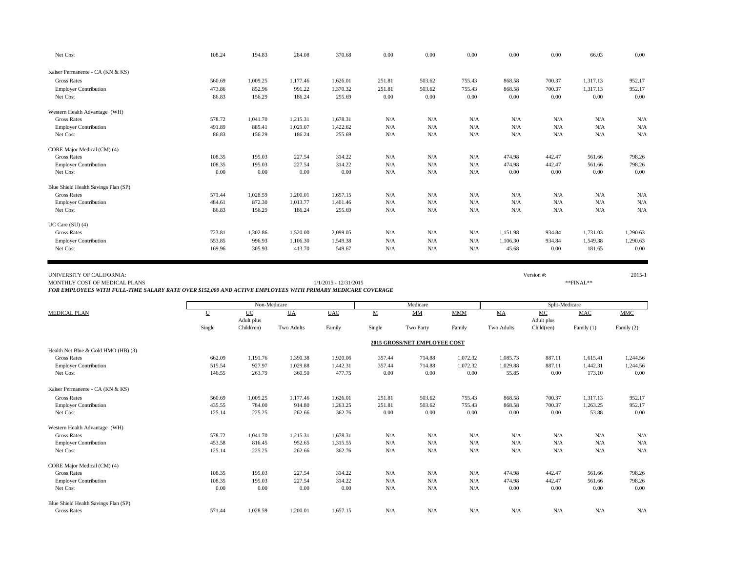| | | | | | | | | | | | |
|---|---|---|---|---|---|---|---|---|---|---|---|
| Net Cost | 108.24 | 194.83 | 284.08 | 370.68 | 0.00 | 0.00 | 0.00 | 0.00 | 0.00 | 66.03 | 0.00 |
| Kaiser Permanente - CA (KN & KS) | | | | | | | | | | | |
| Gross Rates | 560.69 | 1,009.25 | 1,177.46 | 1,626.01 | 251.81 | 503.62 | 755.43 | 868.58 | 700.37 | 1,317.13 | 952.17 |
| Employer Contribution | 473.86 | 852.96 | 991.22 | 1,370.32 | 251.81 | 503.62 | 755.43 | 868.58 | 700.37 | 1,317.13 | 952.17 |
| Net Cost | 86.83 | 156.29 | 186.24 | 255.69 | 0.00 | 0.00 | 0.00 | 0.00 | 0.00 | 0.00 | 0.00 |
| Western Health Advantage (WH) | | | | | | | | | | | |
| Gross Rates | 578.72 | 1,041.70 | 1,215.31 | 1,678.31 | N/A | N/A | N/A | N/A | N/A | N/A | N/A |
| Employer Contribution | 491.89 | 885.41 | 1,029.07 | 1,422.62 | N/A | N/A | N/A | N/A | N/A | N/A | N/A |
| Net Cost | 86.83 | 156.29 | 186.24 | 255.69 | N/A | N/A | N/A | N/A | N/A | N/A | N/A |
| CORE Major Medical (CM) (4) | | | | | | | | | | | |
| Gross Rates | 108.35 | 195.03 | 227.54 | 314.22 | N/A | N/A | N/A | 474.98 | 442.47 | 561.66 | 798.26 |
| Employer Contribution | 108.35 | 195.03 | 227.54 | 314.22 | N/A | N/A | N/A | 474.98 | 442.47 | 561.66 | 798.26 |
| Net Cost | 0.00 | 0.00 | 0.00 | 0.00 | N/A | N/A | N/A | 0.00 | 0.00 | 0.00 | 0.00 |
| Blue Shield Health Savings Plan (SP) | | | | | | | | | | | |
| Gross Rates | 571.44 | 1,028.59 | 1,200.01 | 1,657.15 | N/A | N/A | N/A | N/A | N/A | N/A | N/A |
| Employer Contribution | 484.61 | 872.30 | 1,013.77 | 1,401.46 | N/A | N/A | N/A | N/A | N/A | N/A | N/A |
| Net Cost | 86.83 | 156.29 | 186.24 | 255.69 | N/A | N/A | N/A | N/A | N/A | N/A | N/A |
| UC Care (SU) (4) | | | | | | | | | | | |
| Gross Rates | 723.81 | 1,302.86 | 1,520.00 | 2,099.05 | N/A | N/A | N/A | 1,151.98 | 934.84 | 1,731.03 | 1,290.63 |
| Employer Contribution | 553.85 | 996.93 | 1,106.30 | 1,549.38 | N/A | N/A | N/A | 1,106.30 | 934.84 | 1,549.38 | 1,290.63 |
| Net Cost | 169.96 | 305.93 | 413.70 | 549.67 | N/A | N/A | N/A | 45.68 | 0.00 | 181.65 | 0.00 |

UNIVERSITY OF CALIFORNIA: Version #: 2015-1

MONTHLY COST OF MEDICAL PLANS 1/1/2015 - 12/31/2015 **FINAL**

***FOR EMPLOYEES WITH FULL-TIME SALARY RATE OVER $152,000 AND ACTIVE EMPLOYEES WITH PRIMARY MEDICARE COVERAGE***

| | Non-Medicare | | | | Medicare | | | Split-Medicare | | | |
|---|---|---|---|---|---|---|---|---|---|---|---|
| MEDICAL PLAN | U | UC | UA | UAC | M | MM | MMM | MA | MC | MAC | MMC |
| | Single | Adult plus Child(ren) | Two Adults | Family | Single | Two Party | Family | Two Adults | Adult plus Child(ren) | Family (1) | Family (2) |
| | | | | | | **2015 GROSS/NET EMPLOYEE COST** | | | | | |
| Health Net Blue & Gold HMO (HB) (3) | | | | | | | | | | | |
| Gross Rates | 662.09 | 1,191.76 | 1,390.38 | 1,920.06 | 357.44 | 714.88 | 1,072.32 | 1,085.73 | 887.11 | 1,615.41 | 1,244.56 |
| Employer Contribution | 515.54 | 927.97 | 1,029.88 | 1,442.31 | 357.44 | 714.88 | 1,072.32 | 1,029.88 | 887.11 | 1,442.31 | 1,244.56 |
| Net Cost | 146.55 | 263.79 | 360.50 | 477.75 | 0.00 | 0.00 | 0.00 | 55.85 | 0.00 | 173.10 | 0.00 |
| Kaiser Permanente - CA (KN & KS) | | | | | | | | | | | |
| Gross Rates | 560.69 | 1,009.25 | 1,177.46 | 1,626.01 | 251.81 | 503.62 | 755.43 | 868.58 | 700.37 | 1,317.13 | 952.17 |
| Employer Contribution | 435.55 | 784.00 | 914.80 | 1,263.25 | 251.81 | 503.62 | 755.43 | 868.58 | 700.37 | 1,263.25 | 952.17 |
| Net Cost | 125.14 | 225.25 | 262.66 | 362.76 | 0.00 | 0.00 | 0.00 | 0.00 | 0.00 | 53.88 | 0.00 |
| Western Health Advantage (WH) | | | | | | | | | | | |
| Gross Rates | 578.72 | 1,041.70 | 1,215.31 | 1,678.31 | N/A | N/A | N/A | N/A | N/A | N/A | N/A |
| Employer Contribution | 453.58 | 816.45 | 952.65 | 1,315.55 | N/A | N/A | N/A | N/A | N/A | N/A | N/A |
| Net Cost | 125.14 | 225.25 | 262.66 | 362.76 | N/A | N/A | N/A | N/A | N/A | N/A | N/A |
| CORE Major Medical (CM) (4) | | | | | | | | | | | |
| Gross Rates | 108.35 | 195.03 | 227.54 | 314.22 | N/A | N/A | N/A | 474.98 | 442.47 | 561.66 | 798.26 |
| Employer Contribution | 108.35 | 195.03 | 227.54 | 314.22 | N/A | N/A | N/A | 474.98 | 442.47 | 561.66 | 798.26 |
| Net Cost | 0.00 | 0.00 | 0.00 | 0.00 | N/A | N/A | N/A | 0.00 | 0.00 | 0.00 | 0.00 |
| Blue Shield Health Savings Plan (SP) | | | | | | | | | | | |
| Gross Rates | 571.44 | 1,028.59 | 1,200.01 | 1,657.15 | N/A | N/A | N/A | N/A | N/A | N/A | N/A |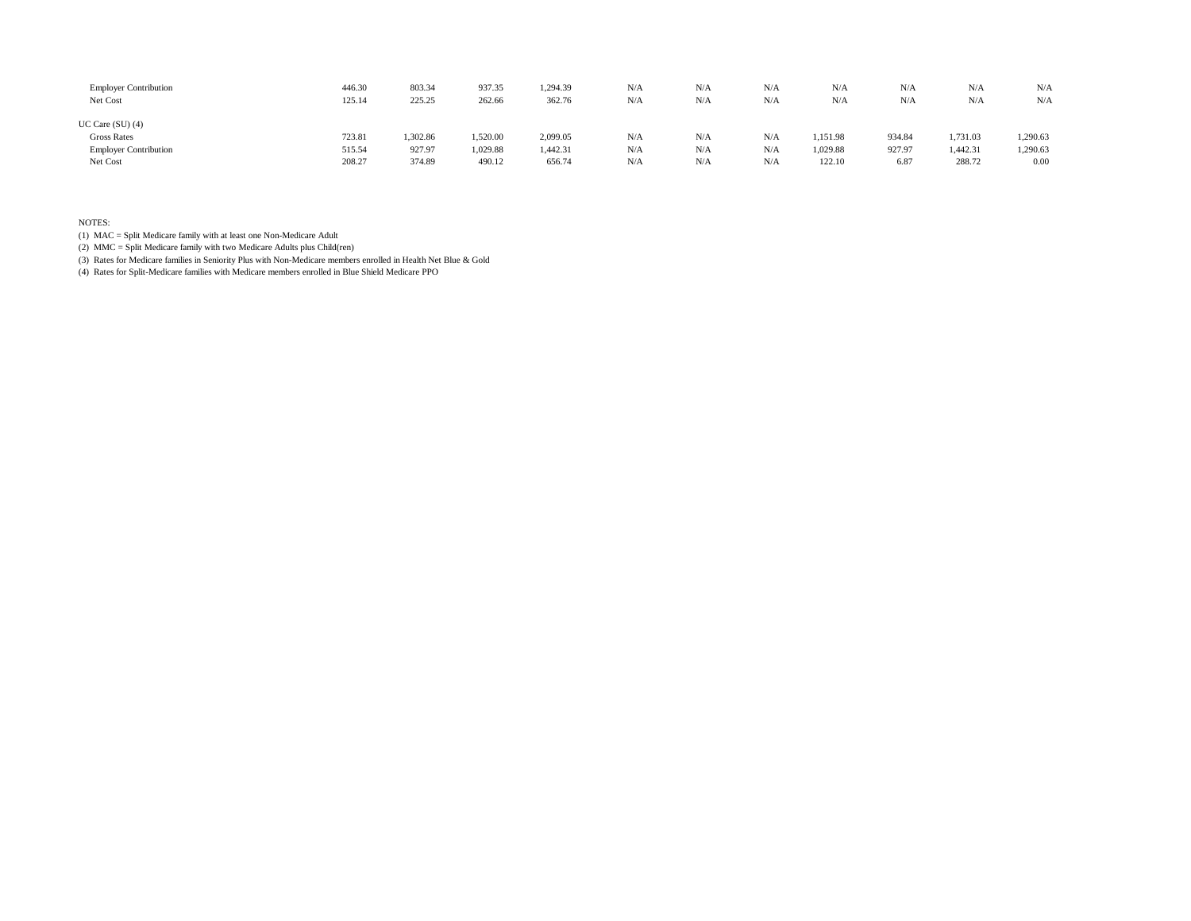| | | | | | | | | | | | |
|---|---|---|---|---|---|---|---|---|---|---|---|
| Employer Contribution | 446.30 | 803.34 | 937.35 | 1,294.39 | N/A | N/A | N/A | N/A | N/A | N/A | N/A |
| Net Cost | 125.14 | 225.25 | 262.66 | 362.76 | N/A | N/A | N/A | N/A | N/A | N/A | N/A |
| UC Care (SU) (4) | | | | | | | | | | | |
| Gross Rates | 723.81 | 1,302.86 | 1,520.00 | 2,099.05 | N/A | N/A | N/A | 1,151.98 | 934.84 | 1,731.03 | 1,290.63 |
| Employer Contribution | 515.54 | 927.97 | 1,029.88 | 1,442.31 | N/A | N/A | N/A | 1,029.88 | 927.97 | 1,442.31 | 1,290.63 |
| Net Cost | 208.27 | 374.89 | 490.12 | 656.74 | N/A | N/A | N/A | 122.10 | 6.87 | 288.72 | 0.00 |

NOTES:

(1) MAC = Split Medicare family with at least one Non-Medicare Adult

(2) MMC = Split Medicare family with two Medicare Adults plus Child(ren)

(3) Rates for Medicare families in Seniority Plus with Non-Medicare members enrolled in Health Net Blue & Gold

(4) Rates for Split-Medicare families with Medicare members enrolled in Blue Shield Medicare PPO